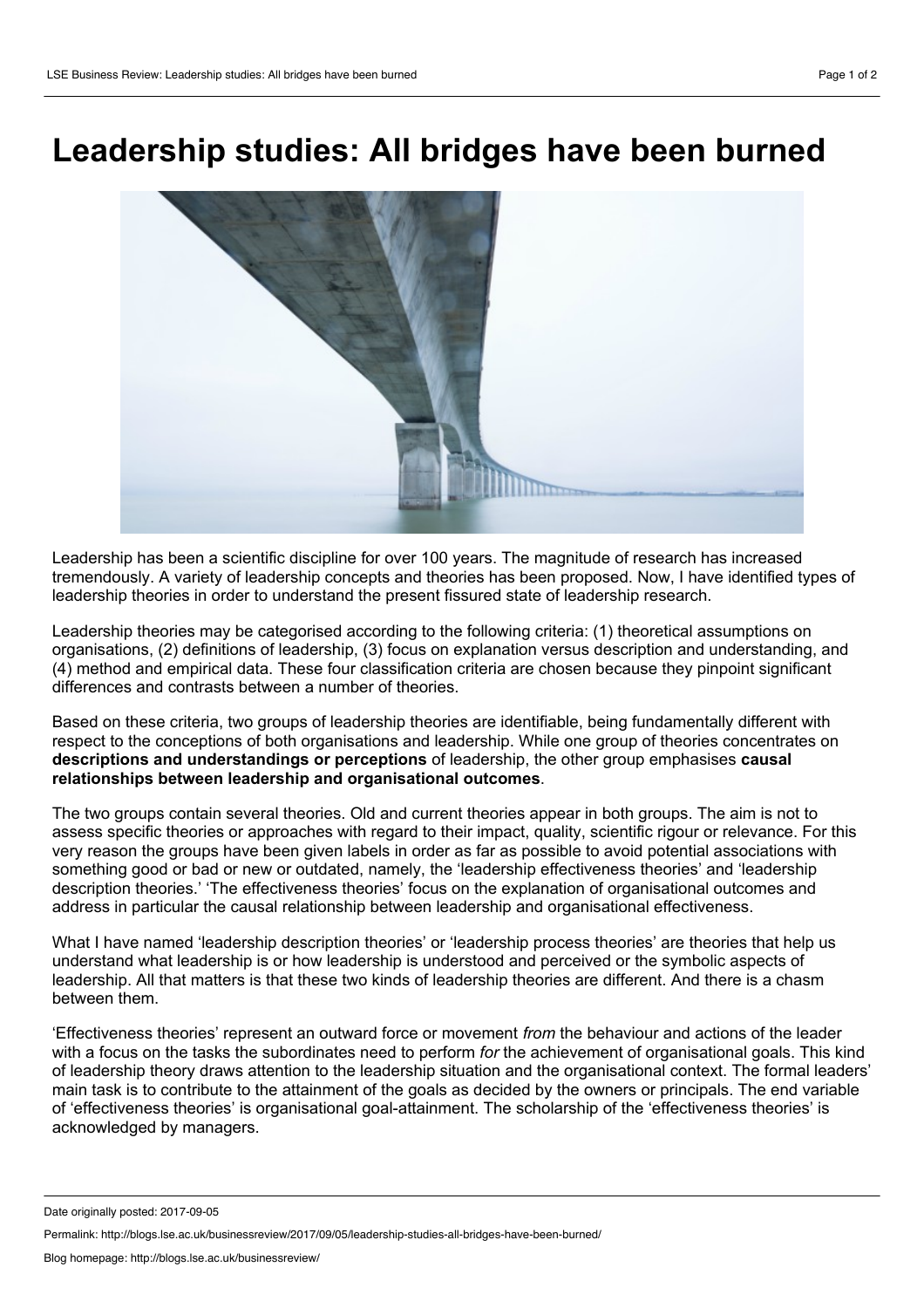# Leadership studies: All bridges have been burned

Leadership has been a scientific discipline for over 100 years. The magnitude of research has increased tremendously. A variety of leadership concepts and theories has been proposed. Now, I have identified types of leadership theories in order to understand the present fissured state of leadership research.

Leadership theories may be categorised according to the following criteria: (1) theoretical assumptions on organisations, (2) definitions of leadership, (3) focus on explanation versus description and understanding, and (4) method and empirical data. These four classification criteria are chosen because they pinpoint significant differences and contrasts between a number of theories.

Based on these criteria, two groups of leadership theories are identifiable, being fundamentally different with respect to the conceptions of both organisations and leadership. While one group of theories concentrates on **descriptions and understandings or perceptions** of leadership, the other group emphasises **causal relationships between leadership and organisational outcomes**.

The two groups contain several theories. Old and current theories appear in both groups. The aim is not to assess specific theories or approaches with regard to their impact, quality, scientific rigour or relevance. For this very reason the groups have been given labels in order as far as possible to avoid potential associations with something good or bad or new or outdated, namely, the 'leadership effectiveness theories' and 'leadership description theories.' 'The effectiveness theories' focus on the explanation of organisational outcomes and address in particular the causal relationship between leadership and organisational effectiveness.

What I have named 'leadership description theories' or 'leadership process theories' are theories that help us understand what leadership is or how leadership is understood and perceived or the symbolic aspects of leadership. All that matters is that these two kinds of leadership theories are different. And there is a chasm between them.

'Effectiveness theories' represent an outward force or movement *from* the behaviour and actions of the leader with a focus on the tasks the subordinates need to perform *for* the achievement of organisational goals. This kind of leadership theory draws attention to the leadership situation and the organisational context. The formal leaders' main task is to contribute to the attainment of the goals as decided by the owners or principals. The end variable of 'effectiveness theories' is organisational goal-attainment. The scholarship of the 'effectiveness theories' is acknowledged by managers.

Date originally posted: 2017-09-05

Permalink: http://blogs.lse.ac.uk/businessreview/2017/09/05/leadership-studies-all-bridges-have-been-burned/

Blog homepage: http://blogs.lse.ac.uk/businessreview/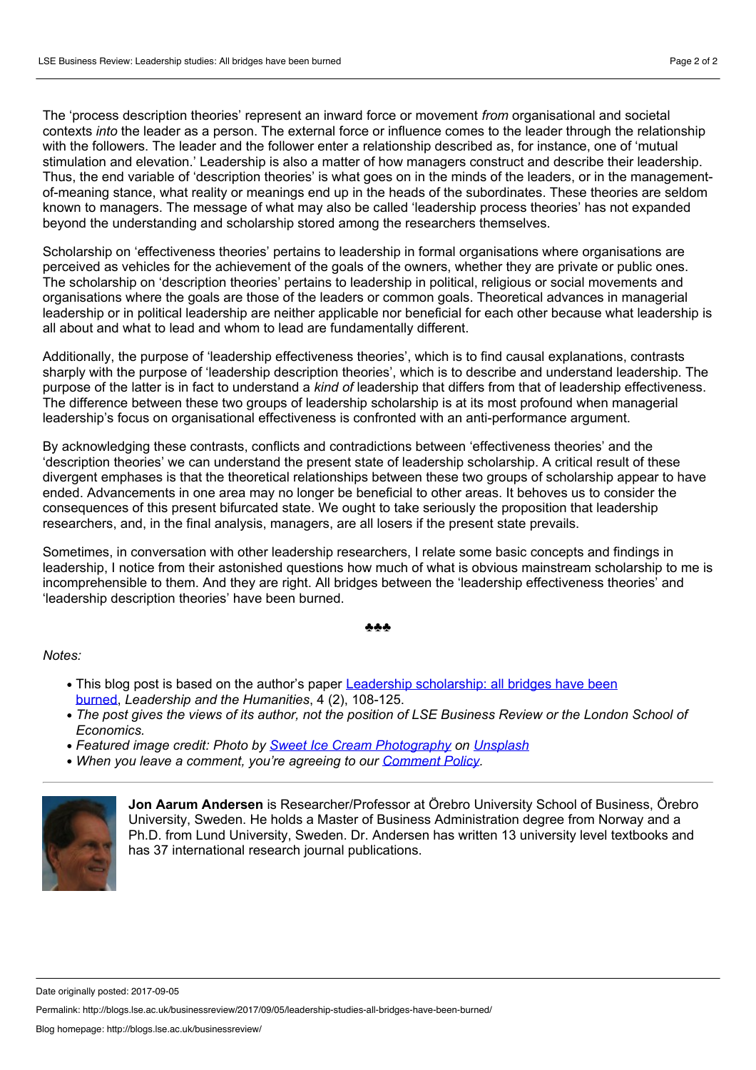The 'process description theories' represent an inward force or movement *from* organisational and societal contexts *into* the leader as a person. The external force or influence comes to the leader through the relationship with the followers. The leader and the follower enter a relationship described as, for instance, one of 'mutual stimulation and elevation.' Leadership is also a matter of how managers construct and describe their leadership. Thus, the end variable of 'description theories' is what goes on in the minds of the leaders, or in the management-of-meaning stance, what reality or meanings end up in the heads of the subordinates. These theories are seldom known to managers. The message of what may also be called 'leadership process theories' has not expanded beyond the understanding and scholarship stored among the researchers themselves.

Scholarship on 'effectiveness theories' pertains to leadership in formal organisations where organisations are perceived as vehicles for the achievement of the goals of the owners, whether they are private or public ones. The scholarship on 'description theories' pertains to leadership in political, religious or social movements and organisations where the goals are those of the leaders or common goals. Theoretical advances in managerial leadership or in political leadership are neither applicable nor beneficial for each other because what leadership is all about and what to lead and whom to lead are fundamentally different.

Additionally, the purpose of 'leadership effectiveness theories', which is to find causal explanations, contrasts sharply with the purpose of 'leadership description theories', which is to describe and understand leadership. The purpose of the latter is in fact to understand a *kind of* leadership that differs from that of leadership effectiveness. The difference between these two groups of leadership scholarship is at its most profound when managerial leadership's focus on organisational effectiveness is confronted with an anti-performance argument.

By acknowledging these contrasts, conflicts and contradictions between 'effectiveness theories' and the 'description theories' we can understand the present state of leadership scholarship. A critical result of these divergent emphases is that the theoretical relationships between these two groups of scholarship appear to have ended. Advancements in one area may no longer be beneficial to other areas. It behoves us to consider the consequences of this present bifurcated state. We ought to take seriously the proposition that leadership researchers, and, in the final analysis, managers, are all losers if the present state prevails.

Sometimes, in conversation with other leadership researchers, I relate some basic concepts and findings in leadership, I notice from their astonished questions how much of what is obvious mainstream scholarship to me is incomprehensible to them. And they are right. All bridges between the 'leadership effectiveness theories' and 'leadership description theories' have been burned.

♣♣♣

*Notes:*

- This blog post is based on the author's paper Leadership scholarship: all bridges have been burned, *Leadership and the Humanities*, 4 (2), 108-125.
- *The post gives the views of its author, not the position of LSE Business Review or the London School of Economics.*
- *Featured image credit: Photo by Sweet Ice Cream Photography on Unsplash*
- *When you leave a comment, you're agreeing to our Comment Policy.*

**Jon Aarum Andersen** is Researcher/Professor at Örebro University School of Business, Örebro University, Sweden. He holds a Master of Business Administration degree from Norway and a Ph.D. from Lund University, Sweden. Dr. Andersen has written 13 university level textbooks and has 37 international research journal publications.

Date originally posted: 2017-09-05

Permalink: http://blogs.lse.ac.uk/businessreview/2017/09/05/leadership-studies-all-bridges-have-been-burned/

Blog homepage: http://blogs.lse.ac.uk/businessreview/